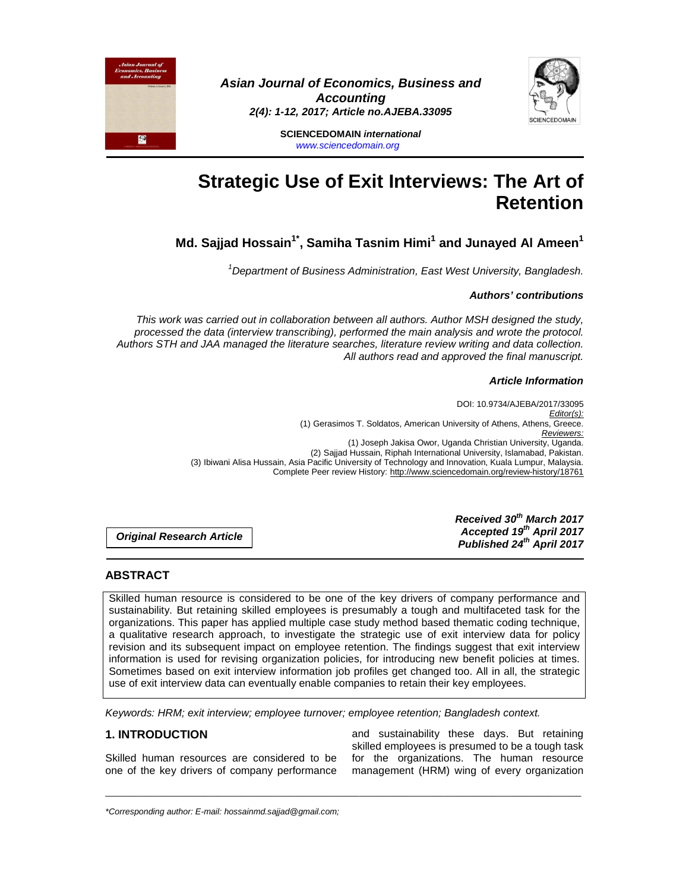Asian Journal of Economics, Business and Accounting
2(4): 1-12, 2017; Article no.AJEBA.33095

SCIENCEDOMAIN *international*
www.sciencedomain.org

# Strategic Use of Exit Interviews: The Art of Retention

**Md. Sajjad Hossain[1*], Samiha Tasnim Himi[1] and Junayed Al Ameen[1]**

*[1]Department of Business Administration, East West University, Bangladesh.*

***Authors' contributions***

*This work was carried out in collaboration between all authors. Author MSH designed the study, processed the data (interview transcribing), performed the main analysis and wrote the protocol. Authors STH and JAA managed the literature searches, literature review writing and data collection. All authors read and approved the final manuscript.*

***Article Information***

DOI: 10.9734/AJEBA/2017/33095
*Editor(s):*
(1) Gerasimos T. Soldatos, American University of Athens, Athens, Greece.
*Reviewers:*
(1) Joseph Jakisa Owor, Uganda Christian University, Uganda.
(2) Sajjad Hussain, Riphah International University, Islamabad, Pakistan.
(3) Ibiwani Alisa Hussain, Asia Pacific University of Technology and Innovation, Kuala Lumpur, Malaysia.
Complete Peer review History: http://www.sciencedomain.org/review-history/18761

***Original Research Article***

***Received 30th March 2017***
***Accepted 19th April 2017***
***Published 24th April 2017***

## ABSTRACT

Skilled human resource is considered to be one of the key drivers of company performance and sustainability. But retaining skilled employees is presumably a tough and multifaceted task for the organizations. This paper has applied multiple case study method based thematic coding technique, a qualitative research approach, to investigate the strategic use of exit interview data for policy revision and its subsequent impact on employee retention. The findings suggest that exit interview information is used for revising organization policies, for introducing new benefit policies at times. Sometimes based on exit interview information job profiles get changed too. All in all, the strategic use of exit interview data can eventually enable companies to retain their key employees.

*Keywords: HRM; exit interview; employee turnover; employee retention; Bangladesh context.*

## 1. INTRODUCTION

Skilled human resources are considered to be one of the key drivers of company performance and sustainability these days. But retaining skilled employees is presumed to be a tough task for the organizations. The human resource management (HRM) wing of every organization

*\*Corresponding author: E-mail: hossainmd.sajjad@gmail.com;*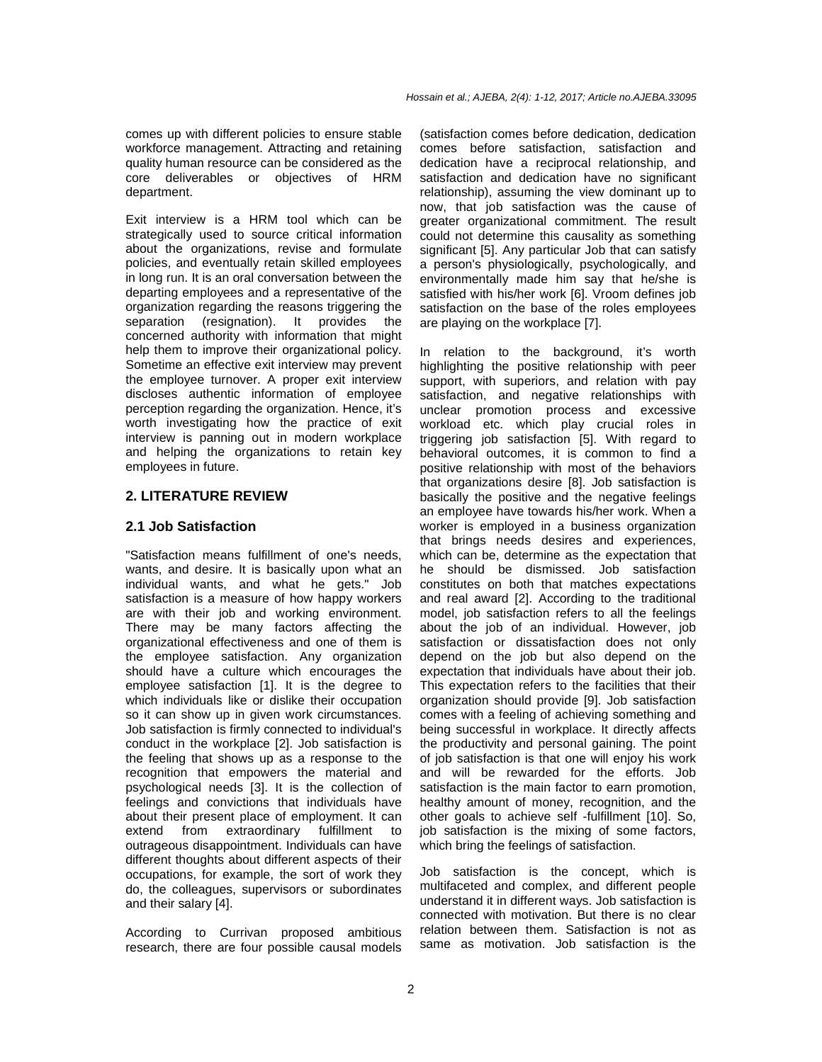comes up with different policies to ensure stable workforce management. Attracting and retaining quality human resource can be considered as the core deliverables or objectives of HRM department.

Exit interview is a HRM tool which can be strategically used to source critical information about the organizations, revise and formulate policies, and eventually retain skilled employees in long run. It is an oral conversation between the departing employees and a representative of the organization regarding the reasons triggering the separation (resignation). It provides the concerned authority with information that might help them to improve their organizational policy. Sometime an effective exit interview may prevent the employee turnover. A proper exit interview discloses authentic information of employee perception regarding the organization. Hence, it's worth investigating how the practice of exit interview is panning out in modern workplace and helping the organizations to retain key employees in future.

## 2. LITERATURE REVIEW

### 2.1 Job Satisfaction

"Satisfaction means fulfillment of one's needs, wants, and desire. It is basically upon what an individual wants, and what he gets." Job satisfaction is a measure of how happy workers are with their job and working environment. There may be many factors affecting the organizational effectiveness and one of them is the employee satisfaction. Any organization should have a culture which encourages the employee satisfaction [1]. It is the degree to which individuals like or dislike their occupation so it can show up in given work circumstances. Job satisfaction is firmly connected to individual's conduct in the workplace [2]. Job satisfaction is the feeling that shows up as a response to the recognition that empowers the material and psychological needs [3]. It is the collection of feelings and convictions that individuals have about their present place of employment. It can extend from extraordinary fulfillment to outrageous disappointment. Individuals can have different thoughts about different aspects of their occupations, for example, the sort of work they do, the colleagues, supervisors or subordinates and their salary [4].

According to Currivan proposed ambitious research, there are four possible causal models (satisfaction comes before dedication, dedication comes before satisfaction, satisfaction and dedication have a reciprocal relationship, and satisfaction and dedication have no significant relationship), assuming the view dominant up to now, that job satisfaction was the cause of greater organizational commitment. The result could not determine this causality as something significant [5]. Any particular Job that can satisfy a person's physiologically, psychologically, and environmentally made him say that he/she is satisfied with his/her work [6]. Vroom defines job satisfaction on the base of the roles employees are playing on the workplace [7].

In relation to the background, it's worth highlighting the positive relationship with peer support, with superiors, and relation with pay satisfaction, and negative relationships with unclear promotion process and excessive workload etc. which play crucial roles in triggering job satisfaction [5]. With regard to behavioral outcomes, it is common to find a positive relationship with most of the behaviors that organizations desire [8]. Job satisfaction is basically the positive and the negative feelings an employee have towards his/her work. When a worker is employed in a business organization that brings needs desires and experiences, which can be, determine as the expectation that he should be dismissed. Job satisfaction constitutes on both that matches expectations and real award [2]. According to the traditional model, job satisfaction refers to all the feelings about the job of an individual. However, job satisfaction or dissatisfaction does not only depend on the job but also depend on the expectation that individuals have about their job. This expectation refers to the facilities that their organization should provide [9]. Job satisfaction comes with a feeling of achieving something and being successful in workplace. It directly affects the productivity and personal gaining. The point of job satisfaction is that one will enjoy his work and will be rewarded for the efforts. Job satisfaction is the main factor to earn promotion, healthy amount of money, recognition, and the other goals to achieve self -fulfillment [10]. So, job satisfaction is the mixing of some factors, which bring the feelings of satisfaction.

Job satisfaction is the concept, which is multifaceted and complex, and different people understand it in different ways. Job satisfaction is connected with motivation. But there is no clear relation between them. Satisfaction is not as same as motivation. Job satisfaction is the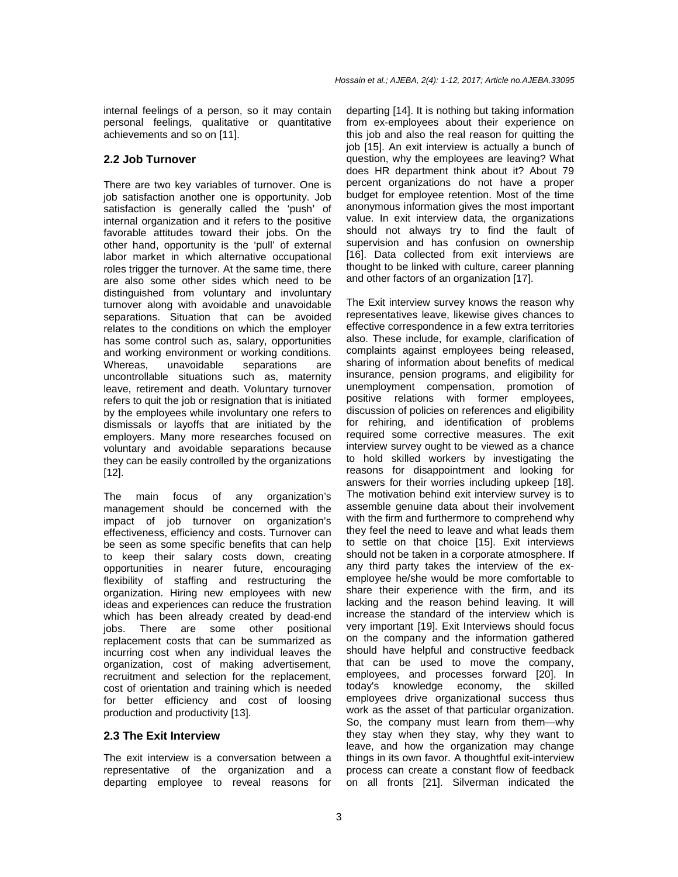internal feelings of a person, so it may contain personal feelings, qualitative or quantitative achievements and so on [11].

### 2.2 Job Turnover

There are two key variables of turnover. One is job satisfaction another one is opportunity. Job satisfaction is generally called the 'push' of internal organization and it refers to the positive favorable attitudes toward their jobs. On the other hand, opportunity is the 'pull' of external labor market in which alternative occupational roles trigger the turnover. At the same time, there are also some other sides which need to be distinguished from voluntary and involuntary turnover along with avoidable and unavoidable separations. Situation that can be avoided relates to the conditions on which the employer has some control such as, salary, opportunities and working environment or working conditions. Whereas, unavoidable separations are uncontrollable situations such as, maternity leave, retirement and death. Voluntary turnover refers to quit the job or resignation that is initiated by the employees while involuntary one refers to dismissals or layoffs that are initiated by the employers. Many more researches focused on voluntary and avoidable separations because they can be easily controlled by the organizations [12].

The main focus of any organization's management should be concerned with the impact of job turnover on organization's effectiveness, efficiency and costs. Turnover can be seen as some specific benefits that can help to keep their salary costs down, creating opportunities in nearer future, encouraging flexibility of staffing and restructuring the organization. Hiring new employees with new ideas and experiences can reduce the frustration which has been already created by dead-end jobs. There are some other positional replacement costs that can be summarized as incurring cost when any individual leaves the organization, cost of making advertisement, recruitment and selection for the replacement, cost of orientation and training which is needed for better efficiency and cost of loosing production and productivity [13].

### 2.3 The Exit Interview

The exit interview is a conversation between a representative of the organization and a departing employee to reveal reasons for departing [14]. It is nothing but taking information from ex-employees about their experience on this job and also the real reason for quitting the job [15]. An exit interview is actually a bunch of question, why the employees are leaving? What does HR department think about it? About 79 percent organizations do not have a proper budget for employee retention. Most of the time anonymous information gives the most important value. In exit interview data, the organizations should not always try to find the fault of supervision and has confusion on ownership [16]. Data collected from exit interviews are thought to be linked with culture, career planning and other factors of an organization [17].

The Exit interview survey knows the reason why representatives leave, likewise gives chances to effective correspondence in a few extra territories also. These include, for example, clarification of complaints against employees being released, sharing of information about benefits of medical insurance, pension programs, and eligibility for unemployment compensation, promotion of positive relations with former employees, discussion of policies on references and eligibility for rehiring, and identification of problems required some corrective measures. The exit interview survey ought to be viewed as a chance to hold skilled workers by investigating the reasons for disappointment and looking for answers for their worries including upkeep [18]. The motivation behind exit interview survey is to assemble genuine data about their involvement with the firm and furthermore to comprehend why they feel the need to leave and what leads them to settle on that choice [15]. Exit interviews should not be taken in a corporate atmosphere. If any third party takes the interview of the ex-employee he/she would be more comfortable to share their experience with the firm, and its lacking and the reason behind leaving. It will increase the standard of the interview which is very important [19]. Exit Interviews should focus on the company and the information gathered should have helpful and constructive feedback that can be used to move the company, employees, and processes forward [20]. In today's knowledge economy, the skilled employees drive organizational success thus work as the asset of that particular organization. So, the company must learn from them—why they stay when they stay, why they want to leave, and how the organization may change things in its own favor. A thoughtful exit-interview process can create a constant flow of feedback on all fronts [21]. Silverman indicated the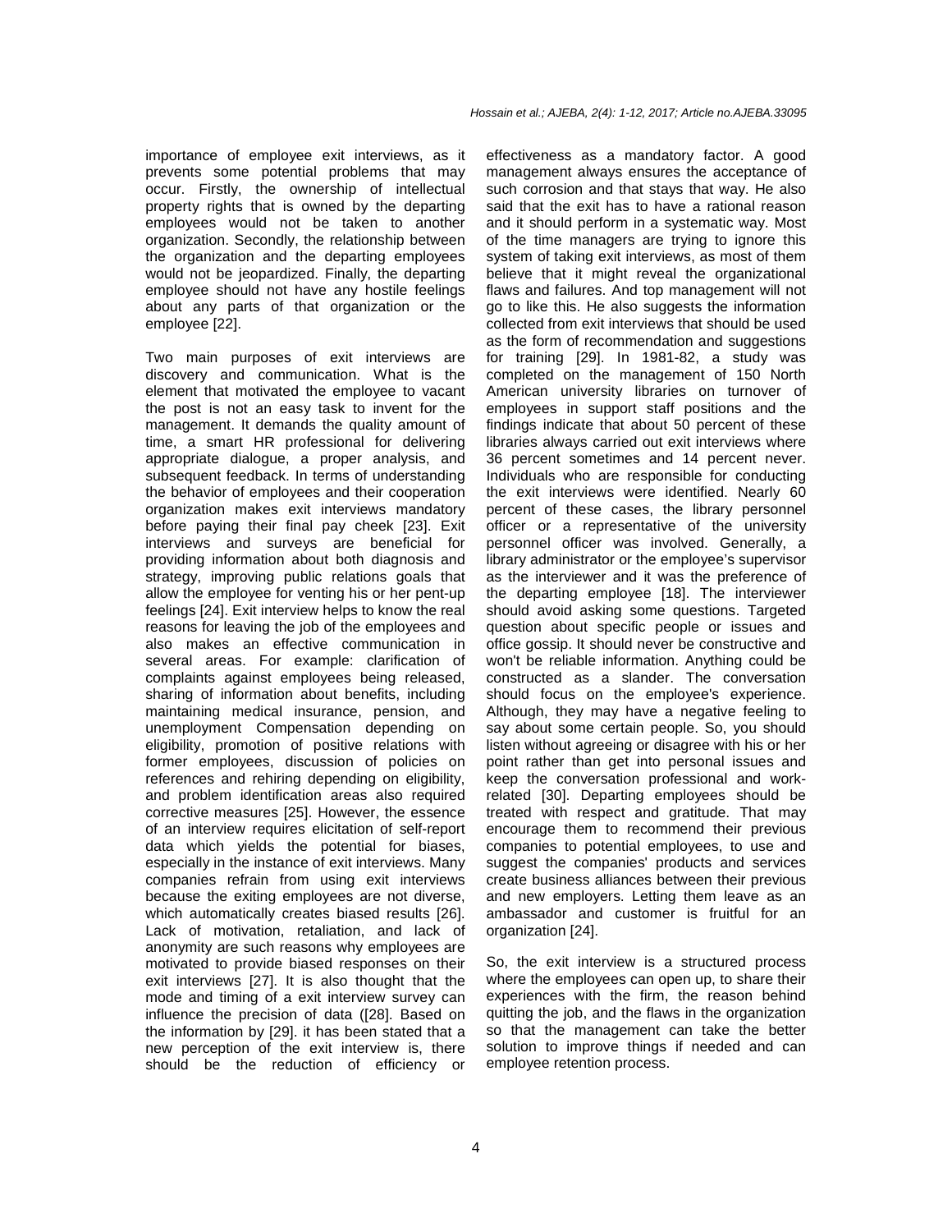importance of employee exit interviews, as it prevents some potential problems that may occur. Firstly, the ownership of intellectual property rights that is owned by the departing employees would not be taken to another organization. Secondly, the relationship between the organization and the departing employees would not be jeopardized. Finally, the departing employee should not have any hostile feelings about any parts of that organization or the employee [22].

Two main purposes of exit interviews are discovery and communication. What is the element that motivated the employee to vacant the post is not an easy task to invent for the management. It demands the quality amount of time, a smart HR professional for delivering appropriate dialogue, a proper analysis, and subsequent feedback. In terms of understanding the behavior of employees and their cooperation organization makes exit interviews mandatory before paying their final pay cheek [23]. Exit interviews and surveys are beneficial for providing information about both diagnosis and strategy, improving public relations goals that allow the employee for venting his or her pent-up feelings [24]. Exit interview helps to know the real reasons for leaving the job of the employees and also makes an effective communication in several areas. For example: clarification of complaints against employees being released, sharing of information about benefits, including maintaining medical insurance, pension, and unemployment Compensation depending on eligibility, promotion of positive relations with former employees, discussion of policies on references and rehiring depending on eligibility, and problem identification areas also required corrective measures [25]. However, the essence of an interview requires elicitation of self-report data which yields the potential for biases, especially in the instance of exit interviews. Many companies refrain from using exit interviews because the exiting employees are not diverse, which automatically creates biased results [26]. Lack of motivation, retaliation, and lack of anonymity are such reasons why employees are motivated to provide biased responses on their exit interviews [27]. It is also thought that the mode and timing of a exit interview survey can influence the precision of data ([28]. Based on the information by [29]. it has been stated that a new perception of the exit interview is, there should be the reduction of efficiency or effectiveness as a mandatory factor. A good management always ensures the acceptance of such corrosion and that stays that way. He also said that the exit has to have a rational reason and it should perform in a systematic way. Most of the time managers are trying to ignore this system of taking exit interviews, as most of them believe that it might reveal the organizational flaws and failures. And top management will not go to like this. He also suggests the information collected from exit interviews that should be used as the form of recommendation and suggestions for training [29]. In 1981-82, a study was completed on the management of 150 North American university libraries on turnover of employees in support staff positions and the findings indicate that about 50 percent of these libraries always carried out exit interviews where 36 percent sometimes and 14 percent never. Individuals who are responsible for conducting the exit interviews were identified. Nearly 60 percent of these cases, the library personnel officer or a representative of the university personnel officer was involved. Generally, a library administrator or the employee's supervisor as the interviewer and it was the preference of the departing employee [18]. The interviewer should avoid asking some questions. Targeted question about specific people or issues and office gossip. It should never be constructive and won't be reliable information. Anything could be constructed as a slander. The conversation should focus on the employee's experience. Although, they may have a negative feeling to say about some certain people. So, you should listen without agreeing or disagree with his or her point rather than get into personal issues and keep the conversation professional and work-related [30]. Departing employees should be treated with respect and gratitude. That may encourage them to recommend their previous companies to potential employees, to use and suggest the companies' products and services create business alliances between their previous and new employers. Letting them leave as an ambassador and customer is fruitful for an organization [24].

So, the exit interview is a structured process where the employees can open up, to share their experiences with the firm, the reason behind quitting the job, and the flaws in the organization so that the management can take the better solution to improve things if needed and can employee retention process.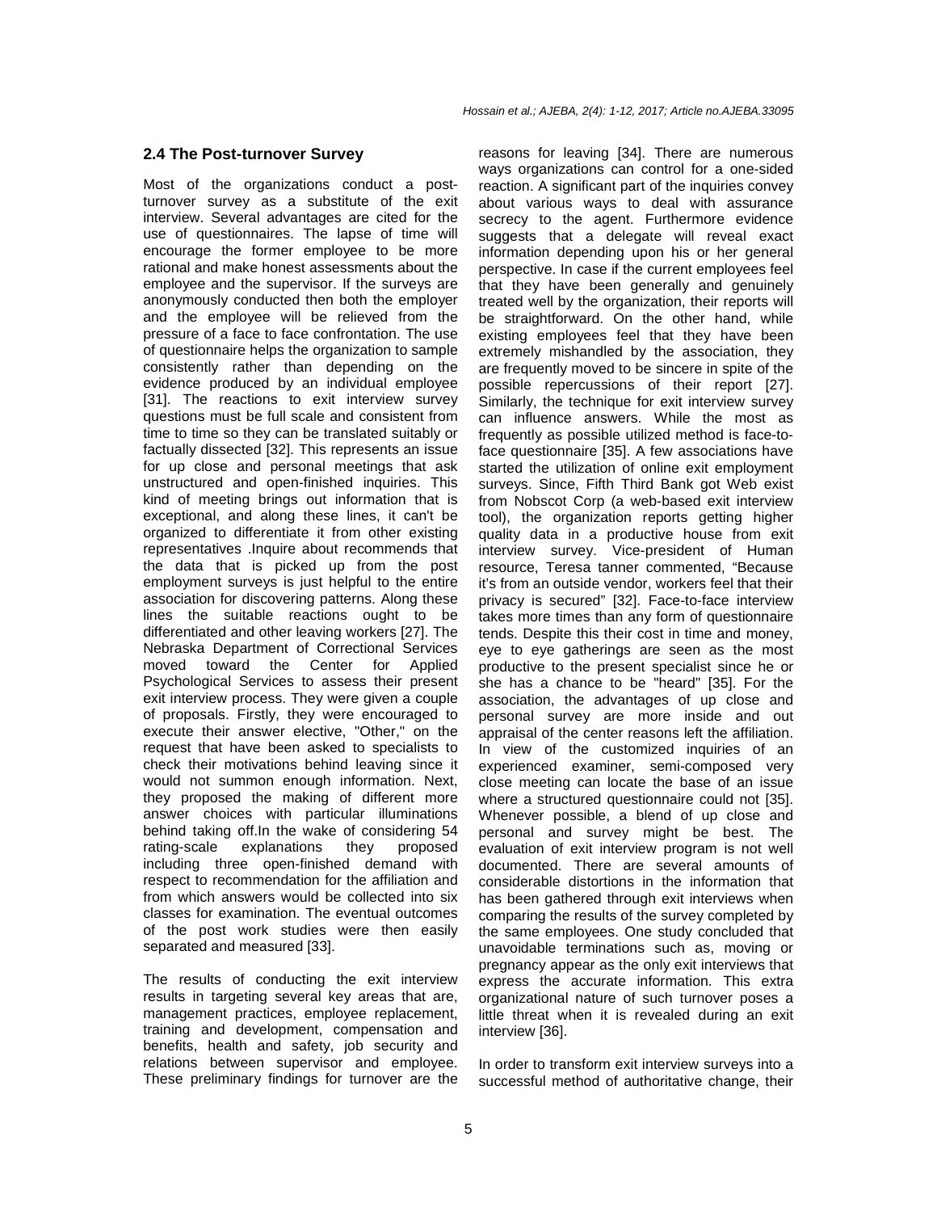### 2.4 The Post-turnover Survey

Most of the organizations conduct a post-turnover survey as a substitute of the exit interview. Several advantages are cited for the use of questionnaires. The lapse of time will encourage the former employee to be more rational and make honest assessments about the employee and the supervisor. If the surveys are anonymously conducted then both the employer and the employee will be relieved from the pressure of a face to face confrontation. The use of questionnaire helps the organization to sample consistently rather than depending on the evidence produced by an individual employee [31]. The reactions to exit interview survey questions must be full scale and consistent from time to time so they can be translated suitably or factually dissected [32]. This represents an issue for up close and personal meetings that ask unstructured and open-finished inquiries. This kind of meeting brings out information that is exceptional, and along these lines, it can't be organized to differentiate it from other existing representatives .Inquire about recommends that the data that is picked up from the post employment surveys is just helpful to the entire association for discovering patterns. Along these lines the suitable reactions ought to be differentiated and other leaving workers [27]. The Nebraska Department of Correctional Services moved toward the Center for Applied Psychological Services to assess their present exit interview process. They were given a couple of proposals. Firstly, they were encouraged to execute their answer elective, "Other," on the request that have been asked to specialists to check their motivations behind leaving since it would not summon enough information. Next, they proposed the making of different more answer choices with particular illuminations behind taking off.In the wake of considering 54 rating-scale explanations they proposed including three open-finished demand with respect to recommendation for the affiliation and from which answers would be collected into six classes for examination. The eventual outcomes of the post work studies were then easily separated and measured [33].

The results of conducting the exit interview results in targeting several key areas that are, management practices, employee replacement, training and development, compensation and benefits, health and safety, job security and relations between supervisor and employee. These preliminary findings for turnover are the reasons for leaving [34]. There are numerous ways organizations can control for a one-sided reaction. A significant part of the inquiries convey about various ways to deal with assurance secrecy to the agent. Furthermore evidence suggests that a delegate will reveal exact information depending upon his or her general perspective. In case if the current employees feel that they have been generally and genuinely treated well by the organization, their reports will be straightforward. On the other hand, while existing employees feel that they have been extremely mishandled by the association, they are frequently moved to be sincere in spite of the possible repercussions of their report [27]. Similarly, the technique for exit interview survey can influence answers. While the most as frequently as possible utilized method is face-to-face questionnaire [35]. A few associations have started the utilization of online exit employment surveys. Since, Fifth Third Bank got Web exist from Nobscot Corp (a web-based exit interview tool), the organization reports getting higher quality data in a productive house from exit interview survey. Vice-president of Human resource, Teresa tanner commented, "Because it's from an outside vendor, workers feel that their privacy is secured" [32]. Face-to-face interview takes more times than any form of questionnaire tends. Despite this their cost in time and money, eye to eye gatherings are seen as the most productive to the present specialist since he or she has a chance to be "heard" [35]. For the association, the advantages of up close and personal survey are more inside and out appraisal of the center reasons left the affiliation. In view of the customized inquiries of an experienced examiner, semi-composed very close meeting can locate the base of an issue where a structured questionnaire could not [35]. Whenever possible, a blend of up close and personal and survey might be best. The evaluation of exit interview program is not well documented. There are several amounts of considerable distortions in the information that has been gathered through exit interviews when comparing the results of the survey completed by the same employees. One study concluded that unavoidable terminations such as, moving or pregnancy appear as the only exit interviews that express the accurate information. This extra organizational nature of such turnover poses a little threat when it is revealed during an exit interview [36].

In order to transform exit interview surveys into a successful method of authoritative change, their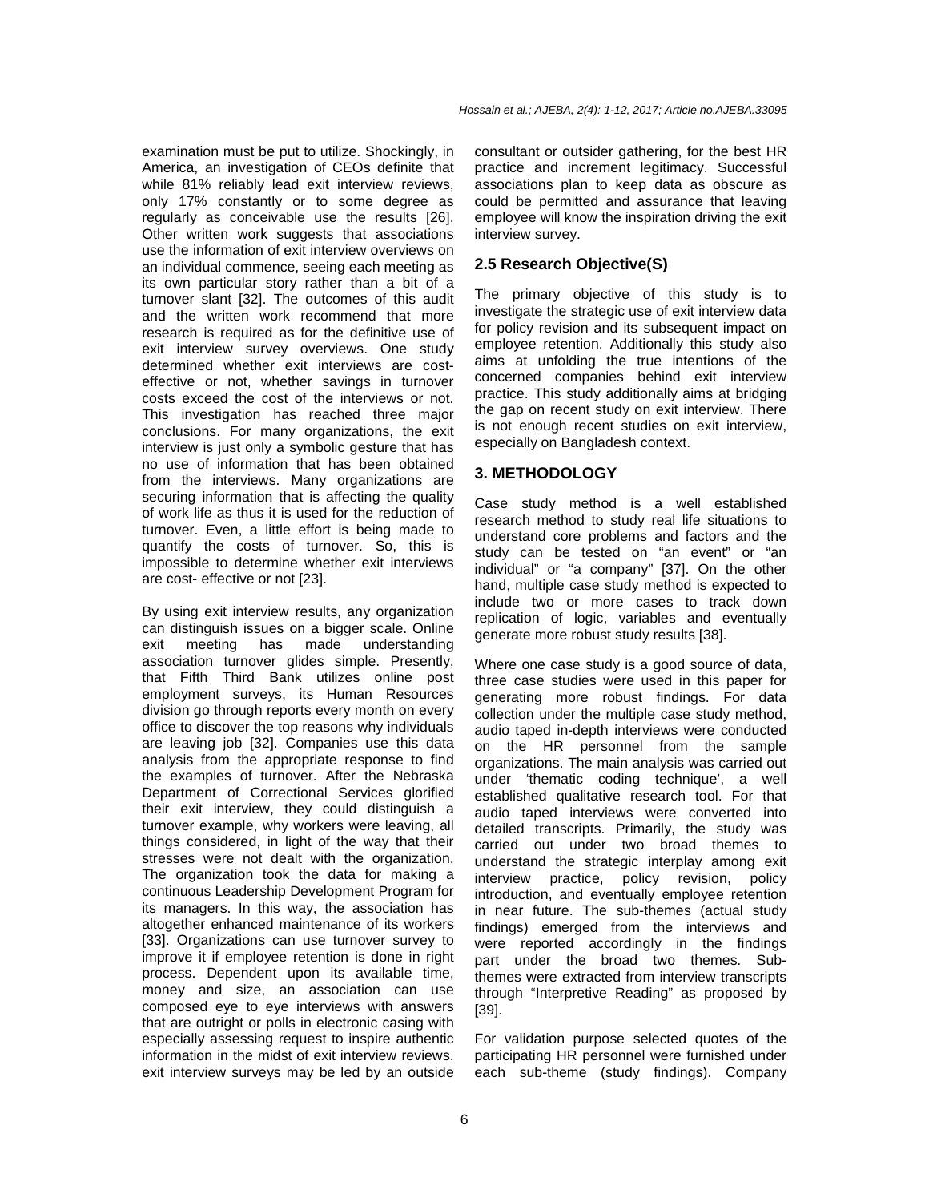examination must be put to utilize. Shockingly, in America, an investigation of CEOs definite that while 81% reliably lead exit interview reviews, only 17% constantly or to some degree as regularly as conceivable use the results [26]. Other written work suggests that associations use the information of exit interview overviews on an individual commence, seeing each meeting as its own particular story rather than a bit of a turnover slant [32]. The outcomes of this audit and the written work recommend that more research is required as for the definitive use of exit interview survey overviews. One study determined whether exit interviews are cost-effective or not, whether savings in turnover costs exceed the cost of the interviews or not. This investigation has reached three major conclusions. For many organizations, the exit interview is just only a symbolic gesture that has no use of information that has been obtained from the interviews. Many organizations are securing information that is affecting the quality of work life as thus it is used for the reduction of turnover. Even, a little effort is being made to quantify the costs of turnover. So, this is impossible to determine whether exit interviews are cost- effective or not [23].

By using exit interview results, any organization can distinguish issues on a bigger scale. Online exit meeting has made understanding association turnover glides simple. Presently, that Fifth Third Bank utilizes online post employment surveys, its Human Resources division go through reports every month on every office to discover the top reasons why individuals are leaving job [32]. Companies use this data analysis from the appropriate response to find the examples of turnover. After the Nebraska Department of Correctional Services glorified their exit interview, they could distinguish a turnover example, why workers were leaving, all things considered, in light of the way that their stresses were not dealt with the organization. The organization took the data for making a continuous Leadership Development Program for its managers. In this way, the association has altogether enhanced maintenance of its workers [33]. Organizations can use turnover survey to improve it if employee retention is done in right process. Dependent upon its available time, money and size, an association can use composed eye to eye interviews with answers that are outright or polls in electronic casing with especially assessing request to inspire authentic information in the midst of exit interview reviews. exit interview surveys may be led by an outside consultant or outsider gathering, for the best HR practice and increment legitimacy. Successful associations plan to keep data as obscure as could be permitted and assurance that leaving employee will know the inspiration driving the exit interview survey.

### 2.5 Research Objective(S)

The primary objective of this study is to investigate the strategic use of exit interview data for policy revision and its subsequent impact on employee retention. Additionally this study also aims at unfolding the true intentions of the concerned companies behind exit interview practice. This study additionally aims at bridging the gap on recent study on exit interview. There is not enough recent studies on exit interview, especially on Bangladesh context.

## 3. METHODOLOGY

Case study method is a well established research method to study real life situations to understand core problems and factors and the study can be tested on "an event" or "an individual" or "a company" [37]. On the other hand, multiple case study method is expected to include two or more cases to track down replication of logic, variables and eventually generate more robust study results [38].

Where one case study is a good source of data, three case studies were used in this paper for generating more robust findings. For data collection under the multiple case study method, audio taped in-depth interviews were conducted on the HR personnel from the sample organizations. The main analysis was carried out under 'thematic coding technique', a well established qualitative research tool. For that audio taped interviews were converted into detailed transcripts. Primarily, the study was carried out under two broad themes to understand the strategic interplay among exit interview practice, policy revision, policy introduction, and eventually employee retention in near future. The sub-themes (actual study findings) emerged from the interviews and were reported accordingly in the findings part under the broad two themes. Sub-themes were extracted from interview transcripts through "Interpretive Reading" as proposed by [39].

For validation purpose selected quotes of the participating HR personnel were furnished under each sub-theme (study findings). Company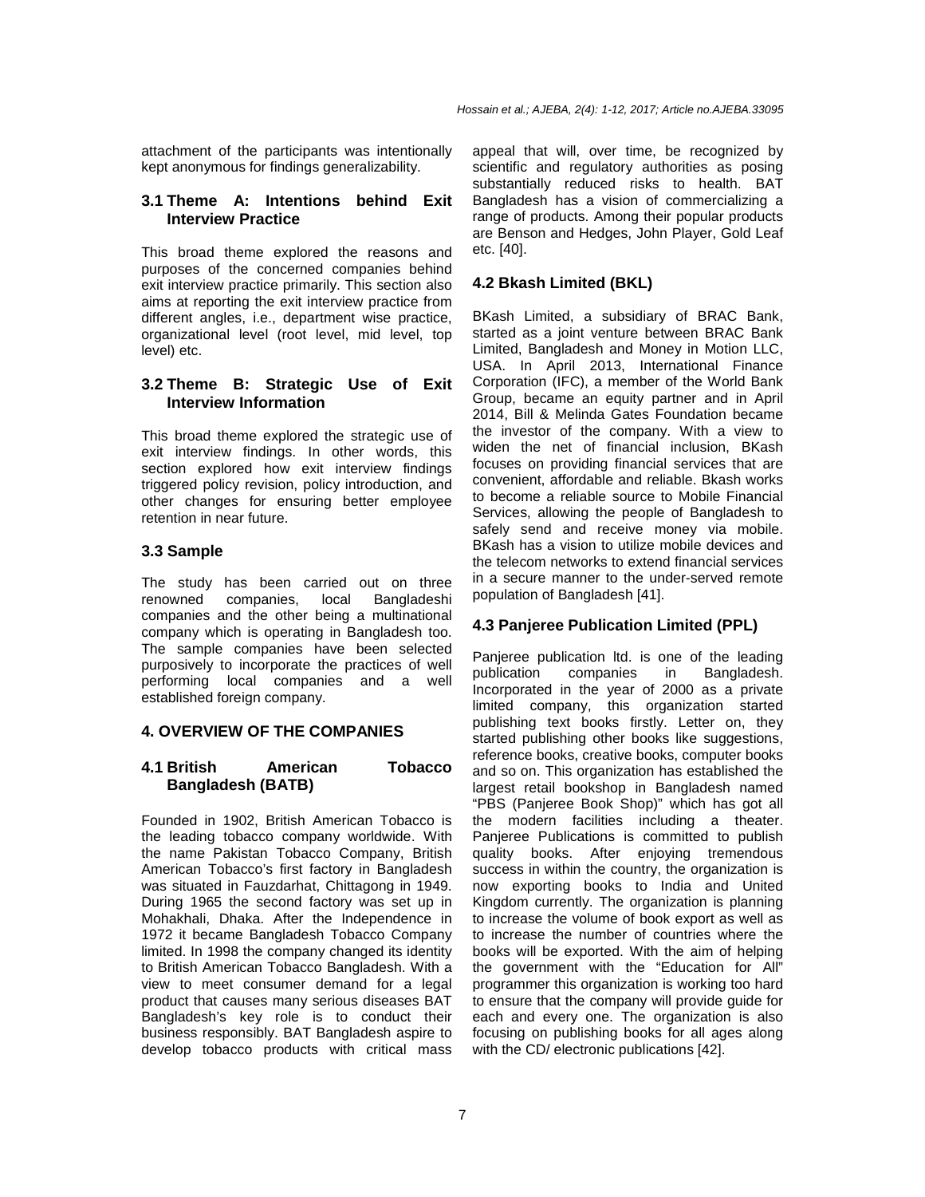attachment of the participants was intentionally kept anonymous for findings generalizability.

### 3.1 Theme A: Intentions behind Exit Interview Practice

This broad theme explored the reasons and purposes of the concerned companies behind exit interview practice primarily. This section also aims at reporting the exit interview practice from different angles, i.e., department wise practice, organizational level (root level, mid level, top level) etc.

### 3.2 Theme B: Strategic Use of Exit Interview Information

This broad theme explored the strategic use of exit interview findings. In other words, this section explored how exit interview findings triggered policy revision, policy introduction, and other changes for ensuring better employee retention in near future.

### 3.3 Sample

The study has been carried out on three renowned companies, local Bangladeshi companies and the other being a multinational company which is operating in Bangladesh too. The sample companies have been selected purposively to incorporate the practices of well performing local companies and a well established foreign company.

## 4. OVERVIEW OF THE COMPANIES

### 4.1 British American Tobacco Bangladesh (BATB)

Founded in 1902, British American Tobacco is the leading tobacco company worldwide. With the name Pakistan Tobacco Company, British American Tobacco's first factory in Bangladesh was situated in Fauzdarhat, Chittagong in 1949. During 1965 the second factory was set up in Mohakhali, Dhaka. After the Independence in 1972 it became Bangladesh Tobacco Company limited. In 1998 the company changed its identity to British American Tobacco Bangladesh. With a view to meet consumer demand for a legal product that causes many serious diseases BAT Bangladesh's key role is to conduct their business responsibly. BAT Bangladesh aspire to develop tobacco products with critical mass appeal that will, over time, be recognized by scientific and regulatory authorities as posing substantially reduced risks to health. BAT Bangladesh has a vision of commercializing a range of products. Among their popular products are Benson and Hedges, John Player, Gold Leaf etc. [40].

### 4.2 Bkash Limited (BKL)

BKash Limited, a subsidiary of BRAC Bank, started as a joint venture between BRAC Bank Limited, Bangladesh and Money in Motion LLC, USA. In April 2013, International Finance Corporation (IFC), a member of the World Bank Group, became an equity partner and in April 2014, Bill & Melinda Gates Foundation became the investor of the company. With a view to widen the net of financial inclusion, BKash focuses on providing financial services that are convenient, affordable and reliable. Bkash works to become a reliable source to Mobile Financial Services, allowing the people of Bangladesh to safely send and receive money via mobile. BKash has a vision to utilize mobile devices and the telecom networks to extend financial services in a secure manner to the under-served remote population of Bangladesh [41].

### 4.3 Panjeree Publication Limited (PPL)

Panjeree publication ltd. is one of the leading publication companies in Bangladesh. Incorporated in the year of 2000 as a private limited company, this organization started publishing text books firstly. Letter on, they started publishing other books like suggestions, reference books, creative books, computer books and so on. This organization has established the largest retail bookshop in Bangladesh named "PBS (Panjeree Book Shop)" which has got all the modern facilities including a theater. Panjeree Publications is committed to publish quality books. After enjoying tremendous success in within the country, the organization is now exporting books to India and United Kingdom currently. The organization is planning to increase the volume of book export as well as to increase the number of countries where the books will be exported. With the aim of helping the government with the "Education for All" programmer this organization is working too hard to ensure that the company will provide guide for each and every one. The organization is also focusing on publishing books for all ages along with the CD/ electronic publications [42].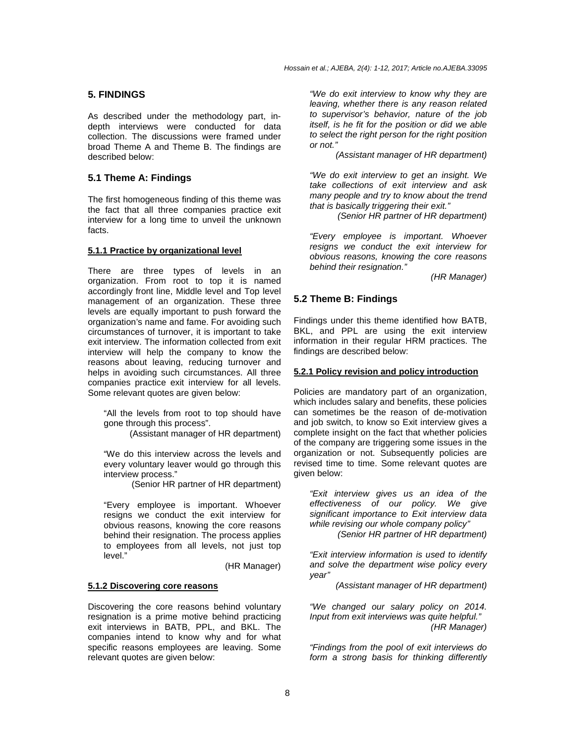## 5. FINDINGS

As described under the methodology part, in-depth interviews were conducted for data collection. The discussions were framed under broad Theme A and Theme B. The findings are described below:

### 5.1 Theme A: Findings

The first homogeneous finding of this theme was the fact that all three companies practice exit interview for a long time to unveil the unknown facts.

#### 5.1.1 Practice by organizational level

There are three types of levels in an organization. From root to top it is named accordingly front line, Middle level and Top level management of an organization. These three levels are equally important to push forward the organization's name and fame. For avoiding such circumstances of turnover, it is important to take exit interview. The information collected from exit interview will help the company to know the reasons about leaving, reducing turnover and helps in avoiding such circumstances. All three companies practice exit interview for all levels. Some relevant quotes are given below:

> "All the levels from root to top should have gone through this process".
>
> (Assistant manager of HR department)

> "We do this interview across the levels and every voluntary leaver would go through this interview process."
>
> (Senior HR partner of HR department)

> "Every employee is important. Whoever resigns we conduct the exit interview for obvious reasons, knowing the core reasons behind their resignation. The process applies to employees from all levels, not just top level."
>
> (HR Manager)

#### 5.1.2 Discovering core reasons

Discovering the core reasons behind voluntary resignation is a prime motive behind practicing exit interviews in BATB, PPL, and BKL. The companies intend to know why and for what specific reasons employees are leaving. Some relevant quotes are given below:

> *"We do exit interview to know why they are leaving, whether there is any reason related to supervisor's behavior, nature of the job itself, is he fit for the position or did we able to select the right person for the right position or not."*
>
> *(Assistant manager of HR department)*

> *"We do exit interview to get an insight. We take collections of exit interview and ask many people and try to know about the trend that is basically triggering their exit."*
>
> *(Senior HR partner of HR department)*

> *"Every employee is important. Whoever resigns we conduct the exit interview for obvious reasons, knowing the core reasons behind their resignation."*
>
> *(HR Manager)*

### 5.2 Theme B: Findings

Findings under this theme identified how BATB, BKL, and PPL are using the exit interview information in their regular HRM practices. The findings are described below:

#### 5.2.1 Policy revision and policy introduction

Policies are mandatory part of an organization, which includes salary and benefits, these policies can sometimes be the reason of de-motivation and job switch, to know so Exit interview gives a complete insight on the fact that whether policies of the company are triggering some issues in the organization or not. Subsequently policies are revised time to time. Some relevant quotes are given below:

> *"Exit interview gives us an idea of the effectiveness of our policy. We give significant importance to Exit interview data while revising our whole company policy"*
>
> *(Senior HR partner of HR department)*

> *"Exit interview information is used to identify and solve the department wise policy every year"*
>
> *(Assistant manager of HR department)*

> *"We changed our salary policy on 2014. Input from exit interviews was quite helpful."*
>
> *(HR Manager)*

> *"Findings from the pool of exit interviews do form a strong basis for thinking differently*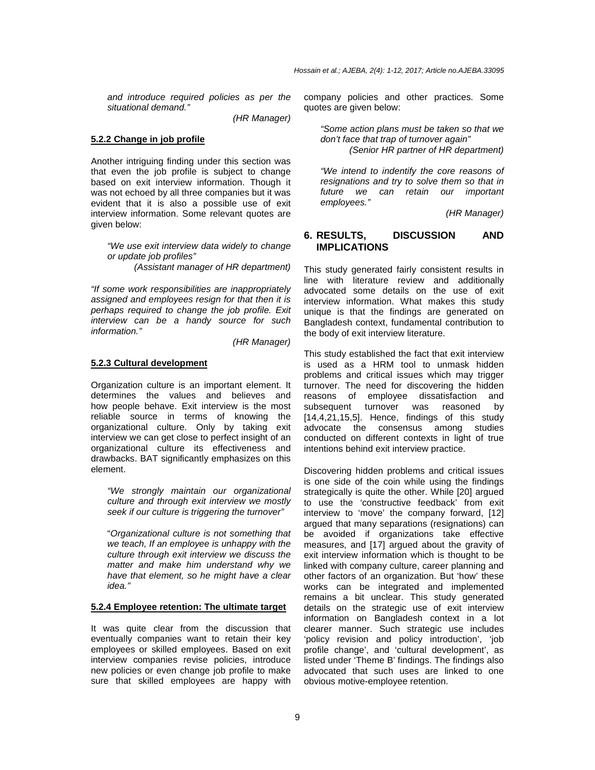*and introduce required policies as per the situational demand."*

(HR Manager)

### 5.2.2 Change in job profile

Another intriguing finding under this section was that even the job profile is subject to change based on exit interview information. Though it was not echoed by all three companies but it was evident that it is also a possible use of exit interview information. Some relevant quotes are given below:

> *"We use exit interview data widely to change or update job profiles"*
>
> (Assistant manager of HR department)

*"If some work responsibilities are inappropriately assigned and employees resign for that then it is perhaps required to change the job profile. Exit interview can be a handy source for such information."*

(HR Manager)

### 5.2.3 Cultural development

Organization culture is an important element. It determines the values and believes and how people behave. Exit interview is the most reliable source in terms of knowing the organizational culture. Only by taking exit interview we can get close to perfect insight of an organizational culture its effectiveness and drawbacks. BAT significantly emphasizes on this element.

> *"We strongly maintain our organizational culture and through exit interview we mostly seek if our culture is triggering the turnover"*

> "*Organizational culture is not something that we teach, If an employee is unhappy with the culture through exit interview we discuss the matter and make him understand why we have that element, so he might have a clear idea."*

### 5.2.4 Employee retention: The ultimate target

It was quite clear from the discussion that eventually companies want to retain their key employees or skilled employees. Based on exit interview companies revise policies, introduce new policies or even change job profile to make sure that skilled employees are happy with company policies and other practices. Some quotes are given below:

> *"Some action plans must be taken so that we don't face that trap of turnover again"*
>
> (Senior HR partner of HR department)

> *"We intend to indentify the core reasons of resignations and try to solve them so that in future we can retain our important employees."*
>
> (HR Manager)

## 6. RESULTS, DISCUSSION AND IMPLICATIONS

This study generated fairly consistent results in line with literature review and additionally advocated some details on the use of exit interview information. What makes this study unique is that the findings are generated on Bangladesh context, fundamental contribution to the body of exit interview literature.

This study established the fact that exit interview is used as a HRM tool to unmask hidden problems and critical issues which may trigger turnover. The need for discovering the hidden reasons of employee dissatisfaction and subsequent turnover was reasoned by [14,4,21,15,5]. Hence, findings of this study advocate the consensus among studies conducted on different contexts in light of true intentions behind exit interview practice.

Discovering hidden problems and critical issues is one side of the coin while using the findings strategically is quite the other. While [20] argued to use the 'constructive feedback' from exit interview to 'move' the company forward, [12] argued that many separations (resignations) can be avoided if organizations take effective measures, and [17] argued about the gravity of exit interview information which is thought to be linked with company culture, career planning and other factors of an organization. But 'how' these works can be integrated and implemented remains a bit unclear. This study generated details on the strategic use of exit interview information on Bangladesh context in a lot clearer manner. Such strategic use includes 'policy revision and policy introduction', 'job profile change', and 'cultural development', as listed under 'Theme B' findings. The findings also advocated that such uses are linked to one obvious motive-employee retention.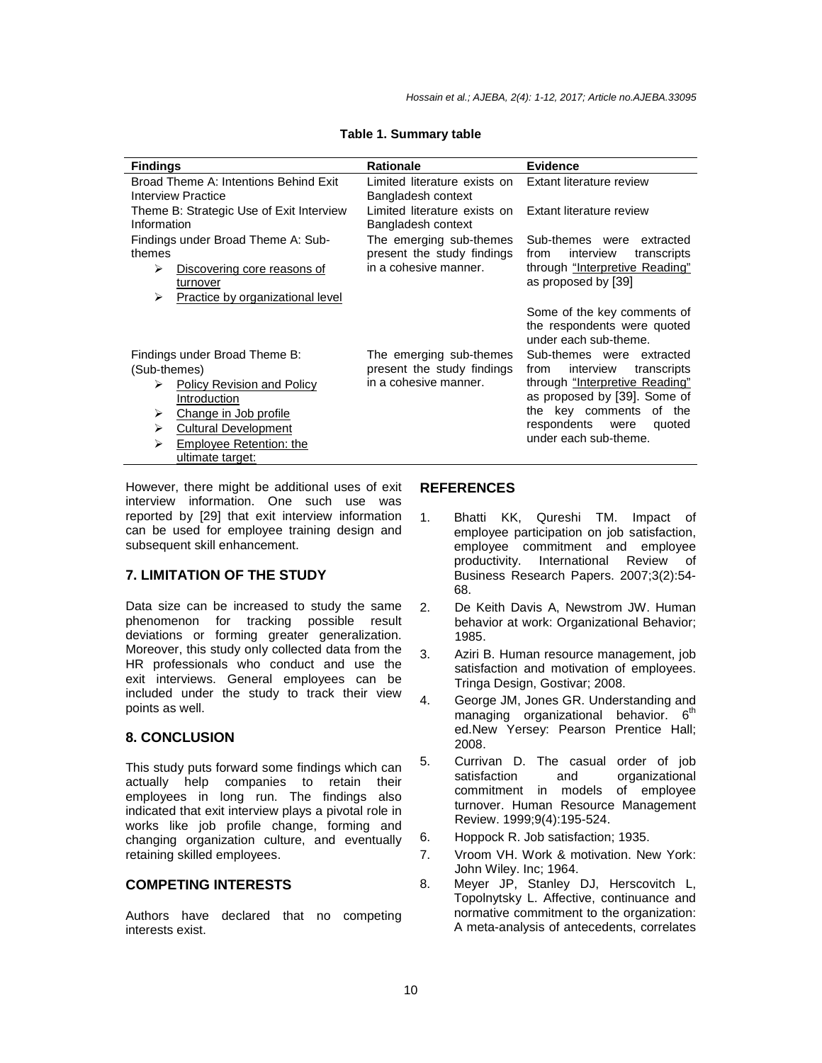**Table 1. Summary table**

| Findings | Rationale | Evidence |
|---|---|---|
| Broad Theme A: Intentions Behind Exit Interview Practice | Limited literature exists on Bangladesh context | Extant literature review |
| Theme B: Strategic Use of Exit Interview Information | Limited literature exists on Bangladesh context | Extant literature review |
| Findings under Broad Theme A: Sub-themes<br>➢ Discovering core reasons of turnover<br>➢ Practice by organizational level | The emerging sub-themes present the study findings in a cohesive manner. | Sub-themes were extracted from interview transcripts through "Interpretive Reading" as proposed by [39]<br><br>Some of the key comments of the respondents were quoted under each sub-theme. |
| Findings under Broad Theme B: (Sub-themes)<br>➢ Policy Revision and Policy Introduction<br>➢ Change in Job profile<br>➢ Cultural Development<br>➢ Employee Retention: the ultimate target: | The emerging sub-themes present the study findings in a cohesive manner. | Sub-themes were extracted from interview transcripts through "Interpretive Reading" as proposed by [39]. Some of the key comments of the respondents were quoted under each sub-theme. |

However, there might be additional uses of exit interview information. One such use was reported by [29] that exit interview information can be used for employee training design and subsequent skill enhancement.

## 7. LIMITATION OF THE STUDY

Data size can be increased to study the same phenomenon for tracking possible result deviations or forming greater generalization. Moreover, this study only collected data from the HR professionals who conduct and use the exit interviews. General employees can be included under the study to track their view points as well.

## 8. CONCLUSION

This study puts forward some findings which can actually help companies to retain their employees in long run. The findings also indicated that exit interview plays a pivotal role in works like job profile change, forming and changing organization culture, and eventually retaining skilled employees.

## COMPETING INTERESTS

Authors have declared that no competing interests exist.

## REFERENCES

1. Bhatti KK, Qureshi TM. Impact of employee participation on job satisfaction, employee commitment and employee productivity. International Review of Business Research Papers. 2007;3(2):54-68.
2. De Keith Davis A, Newstrom JW. Human behavior at work: Organizational Behavior; 1985.
3. Aziri B. Human resource management, job satisfaction and motivation of employees. Tringa Design, Gostivar; 2008.
4. George JM, Jones GR. Understanding and managing organizational behavior. 6th ed.New Yersey: Pearson Prentice Hall; 2008.
5. Currivan D. The casual order of job satisfaction and organizational commitment in models of employee turnover. Human Resource Management Review. 1999;9(4):195-524.
6. Hoppock R. Job satisfaction; 1935.
7. Vroom VH. Work & motivation. New York: John Wiley. Inc; 1964.
8. Meyer JP, Stanley DJ, Herscovitch L, Topolnytsky L. Affective, continuance and normative commitment to the organization: A meta-analysis of antecedents, correlates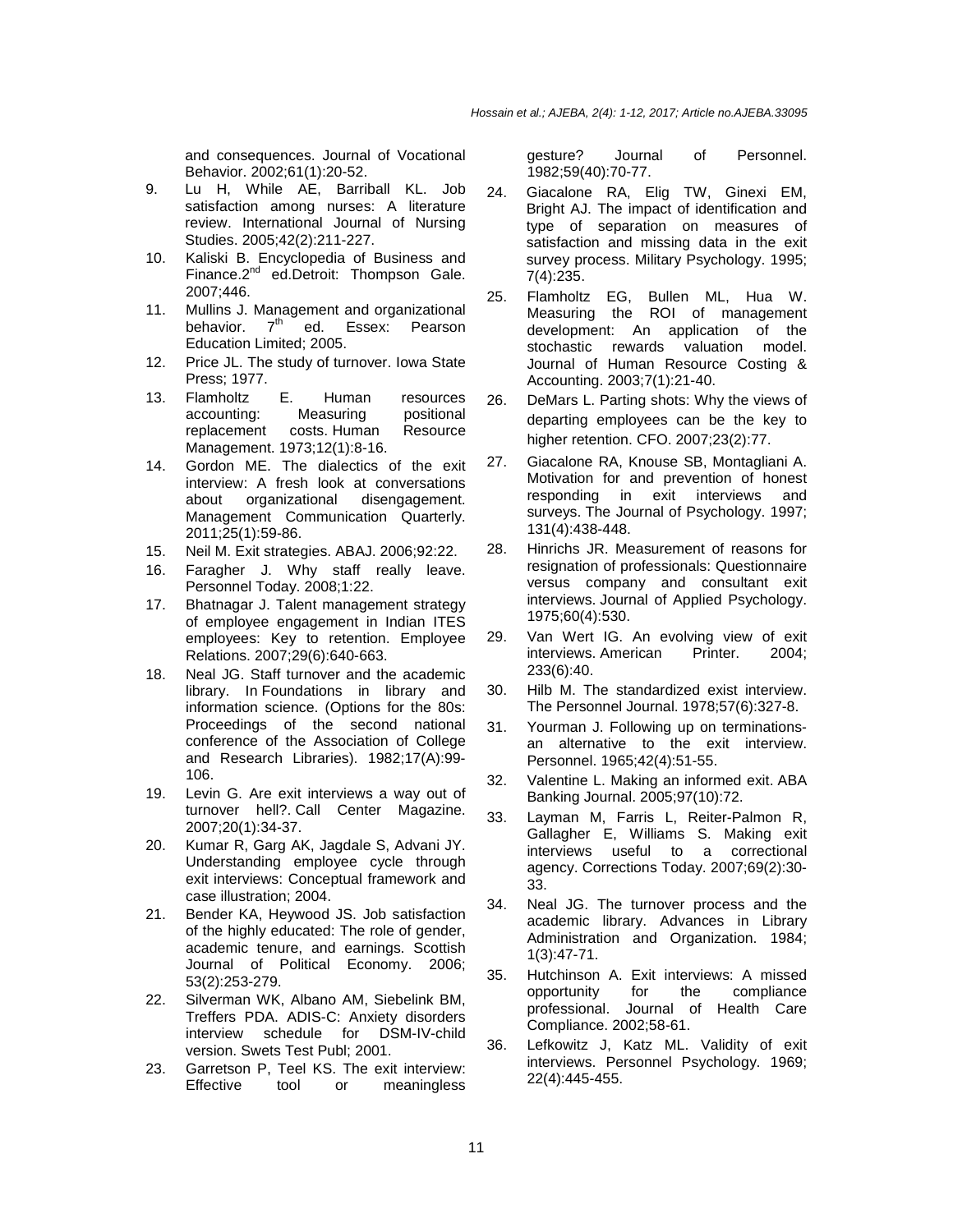and consequences. Journal of Vocational Behavior. 2002;61(1):20-52.

9. Lu H, While AE, Barriball KL. Job satisfaction among nurses: A literature review. International Journal of Nursing Studies. 2005;42(2):211-227.
10. Kaliski B. Encyclopedia of Business and Finance.2nd ed.Detroit: Thompson Gale. 2007;446.
11. Mullins J. Management and organizational behavior. 7th ed. Essex: Pearson Education Limited; 2005.
12. Price JL. The study of turnover. Iowa State Press; 1977.
13. Flamholtz E. Human resources accounting: Measuring positional replacement costs. Human Resource Management. 1973;12(1):8-16.
14. Gordon ME. The dialectics of the exit interview: A fresh look at conversations about organizational disengagement. Management Communication Quarterly. 2011;25(1):59-86.
15. Neil M. Exit strategies. ABAJ. 2006;92:22.
16. Faragher J. Why staff really leave. Personnel Today. 2008;1:22.
17. Bhatnagar J. Talent management strategy of employee engagement in Indian ITES employees: Key to retention. Employee Relations. 2007;29(6):640-663.
18. Neal JG. Staff turnover and the academic library. In Foundations in library and information science. (Options for the 80s: Proceedings of the second national conference of the Association of College and Research Libraries). 1982;17(A):99-106.
19. Levin G. Are exit interviews a way out of turnover hell?. Call Center Magazine. 2007;20(1):34-37.
20. Kumar R, Garg AK, Jagdale S, Advani JY. Understanding employee cycle through exit interviews: Conceptual framework and case illustration; 2004.
21. Bender KA, Heywood JS. Job satisfaction of the highly educated: The role of gender, academic tenure, and earnings. Scottish Journal of Political Economy. 2006; 53(2):253-279.
22. Silverman WK, Albano AM, Siebelink BM, Treffers PDA. ADIS-C: Anxiety disorders interview schedule for DSM-IV-child version. Swets Test Publ; 2001.
23. Garretson P, Teel KS. The exit interview: Effective tool or meaningless gesture? Journal of Personnel. 1982;59(40):70-77.
24. Giacalone RA, Elig TW, Ginexi EM, Bright AJ. The impact of identification and type of separation on measures of satisfaction and missing data in the exit survey process. Military Psychology. 1995; 7(4):235.
25. Flamholtz EG, Bullen ML, Hua W. Measuring the ROI of management development: An application of the stochastic rewards valuation model. Journal of Human Resource Costing & Accounting. 2003;7(1):21-40.
26. DeMars L. Parting shots: Why the views of departing employees can be the key to higher retention. CFO. 2007;23(2):77.
27. Giacalone RA, Knouse SB, Montagliani A. Motivation for and prevention of honest responding in exit interviews and surveys. The Journal of Psychology. 1997; 131(4):438-448.
28. Hinrichs JR. Measurement of reasons for resignation of professionals: Questionnaire versus company and consultant exit interviews. Journal of Applied Psychology. 1975;60(4):530.
29. Van Wert IG. An evolving view of exit interviews. American Printer. 2004; 233(6):40.
30. Hilb M. The standardized exist interview. The Personnel Journal. 1978;57(6):327-8.
31. Yourman J. Following up on terminations-an alternative to the exit interview. Personnel. 1965;42(4):51-55.
32. Valentine L. Making an informed exit. ABA Banking Journal. 2005;97(10):72.
33. Layman M, Farris L, Reiter-Palmon R, Gallagher E, Williams S. Making exit interviews useful to a correctional agency. Corrections Today. 2007;69(2):30-33.
34. Neal JG. The turnover process and the academic library. Advances in Library Administration and Organization. 1984; 1(3):47-71.
35. Hutchinson A. Exit interviews: A missed opportunity for the compliance professional. Journal of Health Care Compliance. 2002;58-61.
36. Lefkowitz J, Katz ML. Validity of exit interviews. Personnel Psychology. 1969; 22(4):445-455.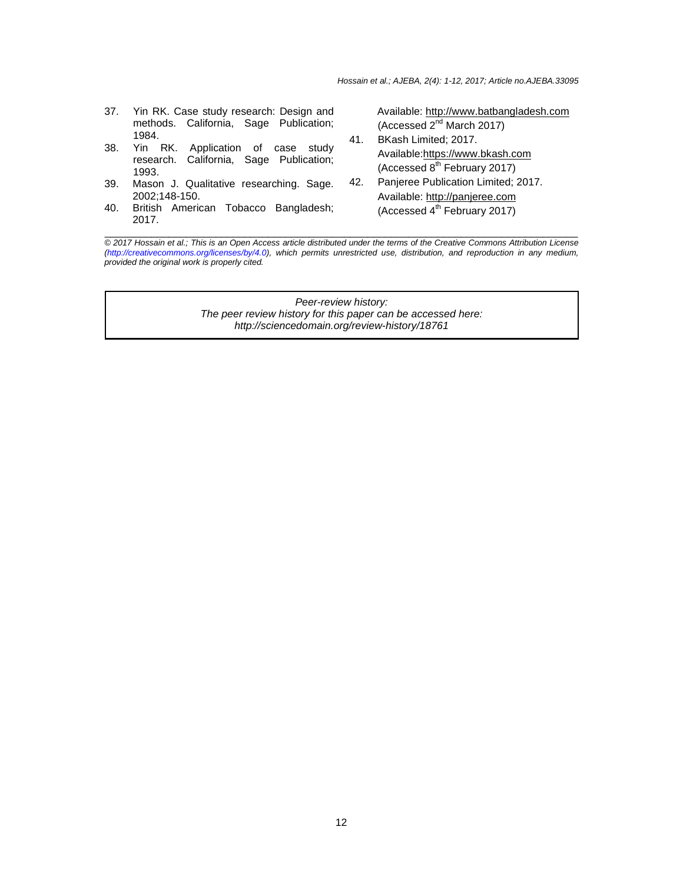37. Yin RK. Case study research: Design and methods. California, Sage Publication; 1984.
38. Yin RK. Application of case study research. California, Sage Publication; 1993.
39. Mason J. Qualitative researching. Sage. 2002;148-150.
40. British American Tobacco Bangladesh; 2017.
    Available: http://www.batbangladesh.com
    (Accessed 2nd March 2017)
41. BKash Limited; 2017.
    Available:https://www.bkash.com
    (Accessed 8th February 2017)
42. Panjeree Publication Limited; 2017.
    Available: http://panjeree.com
    (Accessed 4th February 2017)

---

*© 2017 Hossain et al.; This is an Open Access article distributed under the terms of the Creative Commons Attribution License (http://creativecommons.org/licenses/by/4.0), which permits unrestricted use, distribution, and reproduction in any medium, provided the original work is properly cited.*

*Peer-review history:*
*The peer review history for this paper can be accessed here:*
*http://sciencedomain.org/review-history/18761*